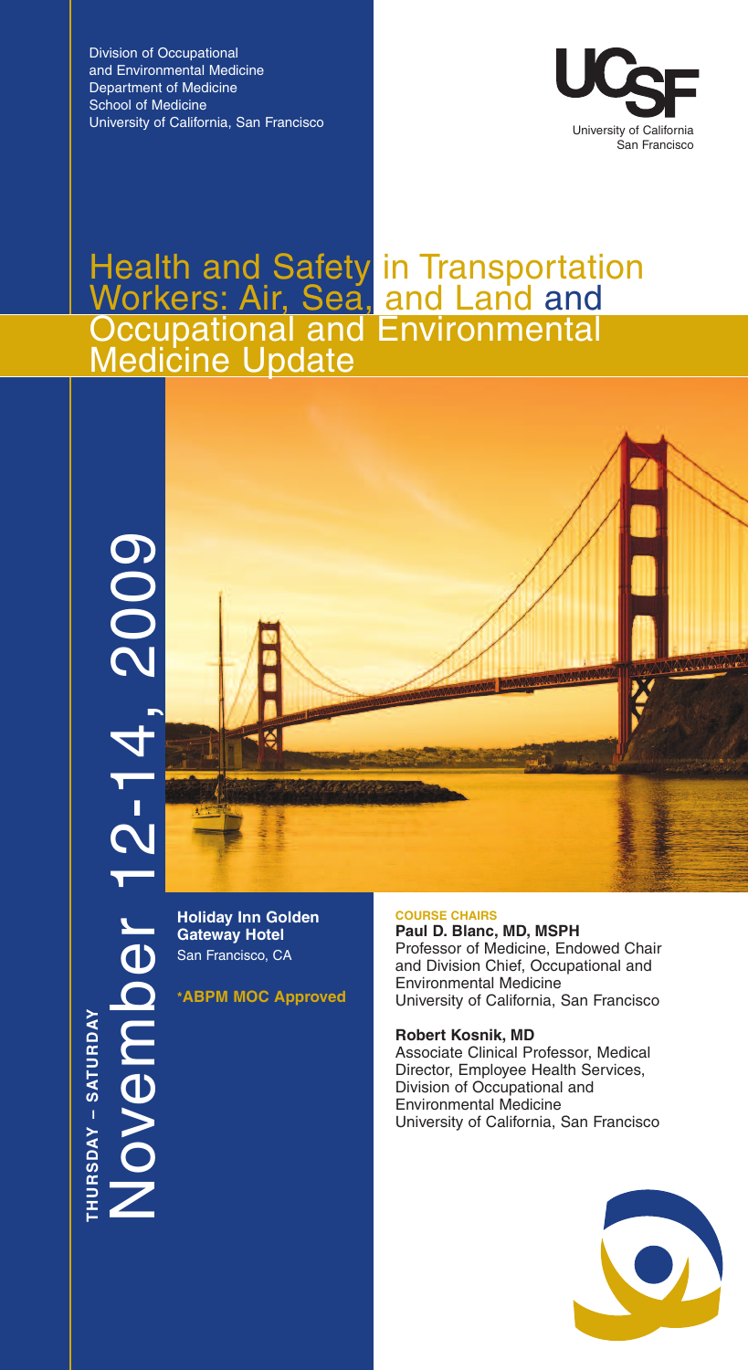Division of Occupational
and Environmental Medicine
Department of Medicine
School of Medicine
University of California, San Francisco

UCSF
University of California
San Francisco

# Health and Safety in Transportation Workers: Air, Sea, and Land and Occupational and Environmental Medicine Update

**THURSDAY – SATURDAY**

## November 12-14, 2009

**Holiday Inn Golden Gateway Hotel**
San Francisco, CA

**\*ABPM MOC Approved**

**COURSE CHAIRS**

**Paul D. Blanc, MD, MSPH**
Professor of Medicine, Endowed Chair and Division Chief, Occupational and Environmental Medicine
University of California, San Francisco

**Robert Kosnik, MD**
Associate Clinical Professor, Medical Director, Employee Health Services, Division of Occupational and Environmental Medicine
University of California, San Francisco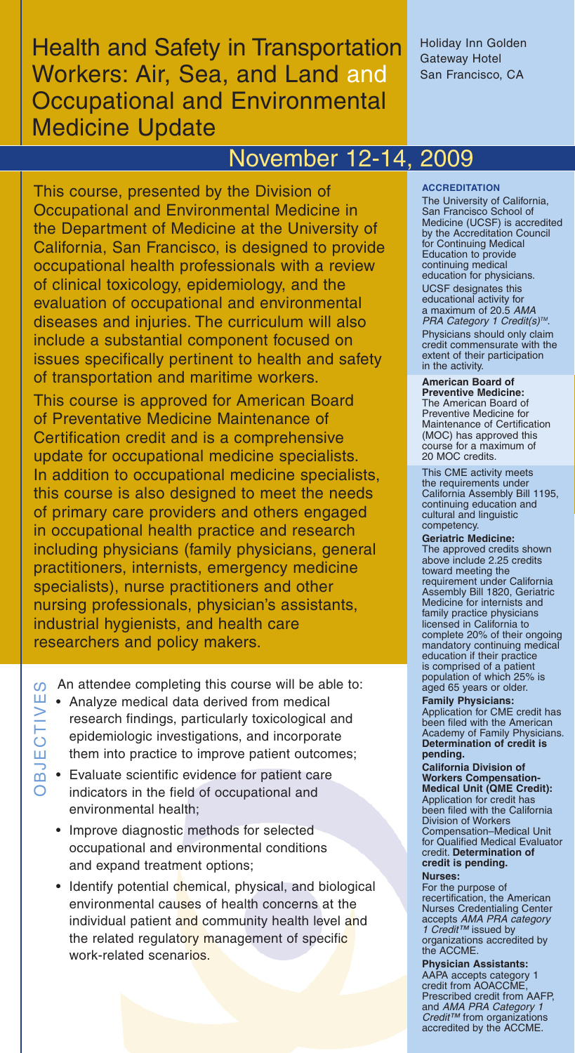# Health and Safety in Transportation Workers: Air, Sea, and Land and Occupational and Environmental Medicine Update

Holiday Inn Golden Gateway Hotel
San Francisco, CA

## November 12-14, 2009

This course, presented by the Division of Occupational and Environmental Medicine in the Department of Medicine at the University of California, San Francisco, is designed to provide occupational health professionals with a review of clinical toxicology, epidemiology, and the evaluation of occupational and environmental diseases and injuries. The curriculum will also include a substantial component focused on issues specifically pertinent to health and safety of transportation and maritime workers.

This course is approved for American Board of Preventative Medicine Maintenance of Certification credit and is a comprehensive update for occupational medicine specialists. In addition to occupational medicine specialists, this course is also designed to meet the needs of primary care providers and others engaged in occupational health practice and research including physicians (family physicians, general practitioners, internists, emergency medicine specialists), nurse practitioners and other nursing professionals, physician's assistants, industrial hygienists, and health care researchers and policy makers.

## OBJECTIVES

An attendee completing this course will be able to:

- Analyze medical data derived from medical research findings, particularly toxicological and epidemiologic investigations, and incorporate them into practice to improve patient outcomes;
- Evaluate scientific evidence for patient care indicators in the field of occupational and environmental health;
- Improve diagnostic methods for selected occupational and environmental conditions and expand treatment options;
- Identify potential chemical, physical, and biological environmental causes of health concerns at the individual patient and community health level and the related regulatory management of specific work-related scenarios.

## ACCREDITATION

The University of California, San Francisco School of Medicine (UCSF) is accredited by the Accreditation Council for Continuing Medical Education to provide continuing medical education for physicians.

UCSF designates this educational activity for a maximum of 20.5 *AMA PRA Category 1 Credit(s)™*.

Physicians should only claim credit commensurate with the extent of their participation in the activity.

**American Board of Preventive Medicine:**
The American Board of Preventive Medicine for Maintenance of Certification (MOC) has approved this course for a maximum of 20 MOC credits.

This CME activity meets the requirements under California Assembly Bill 1195, continuing education and cultural and linguistic competency.

**Geriatric Medicine:**
The approved credits shown above include 2.25 credits toward meeting the requirement under California Assembly Bill 1820, Geriatric Medicine for internists and family practice physicians licensed in California to complete 20% of their ongoing mandatory continuing medical education if their practice is comprised of a patient population of which 25% is aged 65 years or older.

**Family Physicians:**
Application for CME credit has been filed with the American Academy of Family Physicians. **Determination of credit is pending.**

**California Division of Workers Compensation-Medical Unit (QME Credit):**
Application for credit has been filed with the California Division of Workers Compensation–Medical Unit for Qualified Medical Evaluator credit. **Determination of credit is pending.**

**Nurses:**
For the purpose of recertification, the American Nurses Credentialing Center accepts *AMA PRA category 1 Credit™* issued by organizations accredited by the ACCME.

**Physician Assistants:**
AAPA accepts category 1 credit from AOACCME, Prescribed credit from AAFP, and *AMA PRA Category 1 Credit™* from organizations accredited by the ACCME.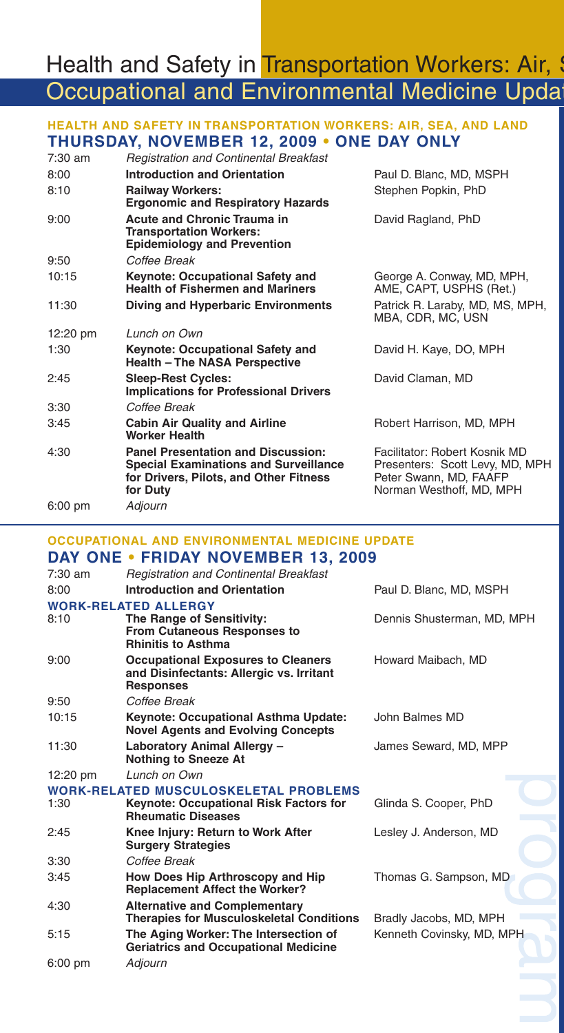# Health and Safety in Transportation Workers: Air, S

## Occupational and Environmental Medicine Updat

### HEALTH AND SAFETY IN TRANSPORTATION WORKERS: AIR, SEA, AND LAND

### THURSDAY, NOVEMBER 12, 2009 • ONE DAY ONLY

| Time | Session | Speaker |
|---|---|---|
| 7:30 am | *Registration and Continental Breakfast* | |
| 8:00 | **Introduction and Orientation** | Paul D. Blanc, MD, MSPH |
| 8:10 | **Railway Workers: Ergonomic and Respiratory Hazards** | Stephen Popkin, PhD |
| 9:00 | **Acute and Chronic Trauma in Transportation Workers: Epidemiology and Prevention** | David Ragland, PhD |
| 9:50 | *Coffee Break* | |
| 10:15 | **Keynote: Occupational Safety and Health of Fishermen and Mariners** | George A. Conway, MD, MPH, AME, CAPT, USPHS (Ret.) |
| 11:30 | **Diving and Hyperbaric Environments** | Patrick R. Laraby, MD, MS, MPH, MBA, CDR, MC, USN |
| 12:20 pm | *Lunch on Own* | |
| 1:30 | **Keynote: Occupational Safety and Health – The NASA Perspective** | David H. Kaye, DO, MPH |
| 2:45 | **Sleep-Rest Cycles: Implications for Professional Drivers** | David Claman, MD |
| 3:30 | *Coffee Break* | |
| 3:45 | **Cabin Air Quality and Airline Worker Health** | Robert Harrison, MD, MPH |
| 4:30 | **Panel Presentation and Discussion: Special Examinations and Surveillance for Drivers, Pilots, and Other Fitness for Duty** | Facilitator: Robert Kosnik MD<br>Presenters: Scott Levy, MD, MPH<br>Peter Swann, MD, FAAFP<br>Norman Westhoff, MD, MPH |
| 6:00 pm | *Adjourn* | |

### OCCUPATIONAL AND ENVIRONMENTAL MEDICINE UPDATE

### DAY ONE • FRIDAY NOVEMBER 13, 2009

| Time | Session | Speaker |
|---|---|---|
| 7:30 am | *Registration and Continental Breakfast* | |
| 8:00 | **Introduction and Orientation** | Paul D. Blanc, MD, MSPH |
| | **WORK-RELATED ALLERGY** | |
| 8:10 | **The Range of Sensitivity: From Cutaneous Responses to Rhinitis to Asthma** | Dennis Shusterman, MD, MPH |
| 9:00 | **Occupational Exposures to Cleaners and Disinfectants: Allergic vs. Irritant Responses** | Howard Maibach, MD |
| 9:50 | *Coffee Break* | |
| 10:15 | **Keynote: Occupational Asthma Update: Novel Agents and Evolving Concepts** | John Balmes MD |
| 11:30 | **Laboratory Animal Allergy – Nothing to Sneeze At** | James Seward, MD, MPP |
| 12:20 pm | *Lunch on Own* | |
| | **WORK-RELATED MUSCULOSKELETAL PROBLEMS** | |
| 1:30 | **Keynote: Occupational Risk Factors for Rheumatic Diseases** | Glinda S. Cooper, PhD |
| 2:45 | **Knee Injury: Return to Work After Surgery Strategies** | Lesley J. Anderson, MD |
| 3:30 | *Coffee Break* | |
| 3:45 | **How Does Hip Arthroscopy and Hip Replacement Affect the Worker?** | Thomas G. Sampson, MD |
| 4:30 | **Alternative and Complementary Therapies for Musculoskeletal Conditions** | Bradly Jacobs, MD, MPH |
| 5:15 | **The Aging Worker: The Intersection of Geriatrics and Occupational Medicine** | Kenneth Covinsky, MD, MPH |
| 6:00 pm | *Adjourn* | |

program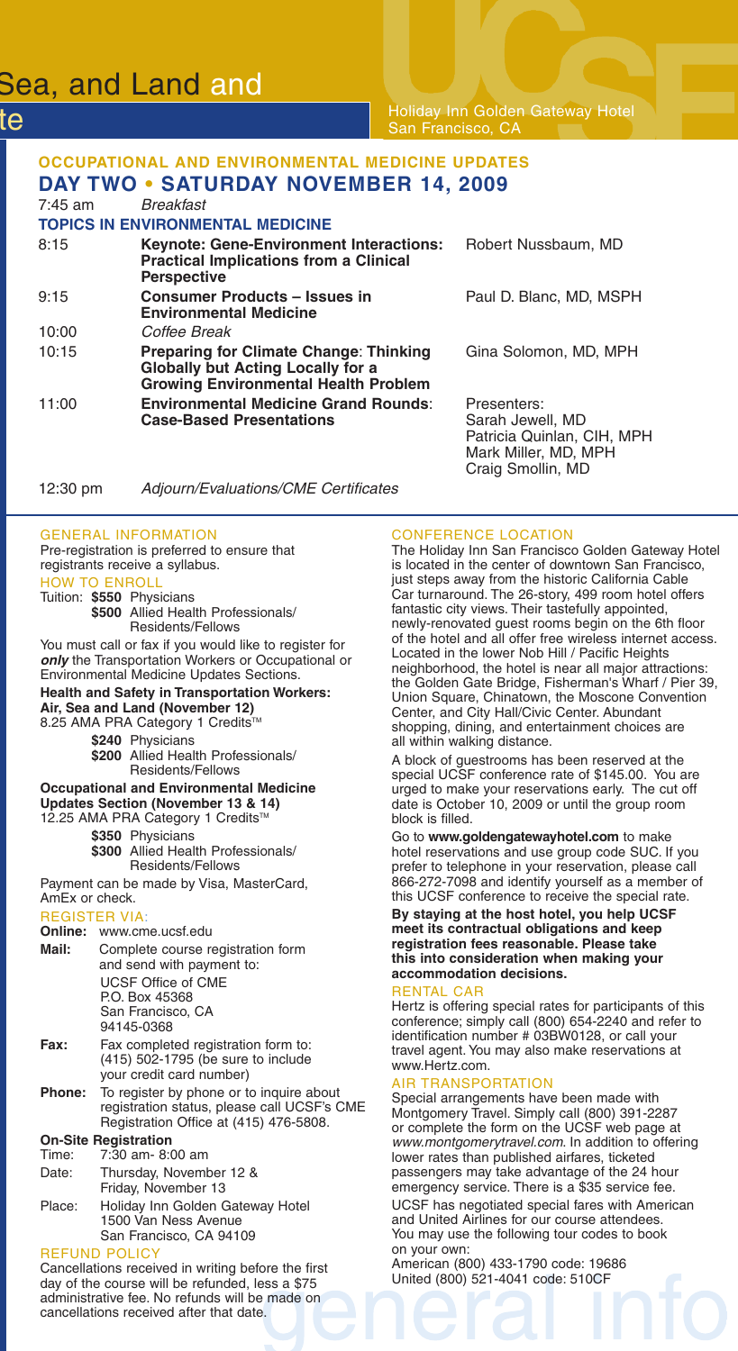## OCCUPATIONAL AND ENVIRONMENTAL MEDICINE UPDATES

## DAY TWO • SATURDAY NOVEMBER 14, 2009

| | | |
|---|---|---|
| 7:45 am | *Breakfast* | |
| | **TOPICS IN ENVIRONMENTAL MEDICINE** | |
| 8:15 | **Keynote: Gene-Environment Interactions: Practical Implications from a Clinical Perspective** | Robert Nussbaum, MD |
| 9:15 | **Consumer Products – Issues in Environmental Medicine** | Paul D. Blanc, MD, MSPH |
| 10:00 | *Coffee Break* | |
| 10:15 | **Preparing for Climate Change: Thinking Globally but Acting Locally for a Growing Environmental Health Problem** | Gina Solomon, MD, MPH |
| 11:00 | **Environmental Medicine Grand Rounds: Case-Based Presentations** | Presenters: Sarah Jewell, MD; Patricia Quinlan, CIH, MPH; Mark Miller, MD, MPH; Craig Smollin, MD |
| 12:30 pm | *Adjourn/Evaluations/CME Certificates* | |

### GENERAL INFORMATION

Pre-registration is preferred to ensure that registrants receive a syllabus.

### HOW TO ENROLL

Tuition: **$550** Physicians
**$500** Allied Health Professionals/ Residents/Fellows

You must call or fax if you would like to register for ***only*** the Transportation Workers or Occupational or Environmental Medicine Updates Sections.

**Health and Safety in Transportation Workers: Air, Sea and Land (November 12)**
8.25 AMA PRA Category 1 Credits™
**$240** Physicians
**$200** Allied Health Professionals/ Residents/Fellows

**Occupational and Environmental Medicine Updates Section (November 13 & 14)**
12.25 AMA PRA Category 1 Credits™
**$350** Physicians
**$300** Allied Health Professionals/ Residents/Fellows

Payment can be made by Visa, MasterCard, AmEx or check.

### REGISTER VIA:

**Online:** www.cme.ucsf.edu

**Mail:** Complete course registration form and send with payment to:
UCSF Office of CME
P.O. Box 45368
San Francisco, CA
94145-0368

**Fax:** Fax completed registration form to: (415) 502-1795 (be sure to include your credit card number)

**Phone:** To register by phone or to inquire about registration status, please call UCSF's CME Registration Office at (415) 476-5808.

**On-Site Registration**
Time: 7:30 am- 8:00 am
Date: Thursday, November 12 & Friday, November 13
Place: Holiday Inn Golden Gateway Hotel
1500 Van Ness Avenue
San Francisco, CA 94109

### REFUND POLICY

Cancellations received in writing before the first day of the course will be refunded, less a $75 administrative fee. No refunds will be made on cancellations received after that date.

### CONFERENCE LOCATION

The Holiday Inn San Francisco Golden Gateway Hotel is located in the center of downtown San Francisco, just steps away from the historic California Cable Car turnaround. The 26-story, 499 room hotel offers fantastic city views. Their tastefully appointed, newly-renovated guest rooms begin on the 6th floor of the hotel and all offer free wireless internet access. Located in the lower Nob Hill / Pacific Heights neighborhood, the hotel is near all major attractions: the Golden Gate Bridge, Fisherman's Wharf / Pier 39, Union Square, Chinatown, the Moscone Convention Center, and City Hall/Civic Center. Abundant shopping, dining, and entertainment choices are all within walking distance.

A block of guestrooms has been reserved at the special UCSF conference rate of $145.00. You are urged to make your reservations early. The cut off date is October 10, 2009 or until the group room block is filled.

Go to **www.goldengatewayhotel.com** to make hotel reservations and use group code SUC. If you prefer to telephone in your reservation, please call 866-272-7098 and identify yourself as a member of this UCSF conference to receive the special rate.

**By staying at the host hotel, you help UCSF meet its contractual obligations and keep registration fees reasonable. Please take this into consideration when making your accommodation decisions.**

### RENTAL CAR

Hertz is offering special rates for participants of this conference; simply call (800) 654-2240 and refer to identification number # 03BW0128, or call your travel agent. You may also make reservations at www.Hertz.com.

### AIR TRANSPORTATION

Special arrangements have been made with Montgomery Travel. Simply call (800) 391-2287 or complete the form on the UCSF web page at *www.montgomerytravel.com*. In addition to offering lower rates than published airfares, ticketed passengers may take advantage of the 24 hour emergency service. There is a $35 service fee.

UCSF has negotiated special fares with American and United Airlines for our course attendees. You may use the following tour codes to book on your own:

American (800) 433-1790 code: 19686
United (800) 521-4041 code: 510CF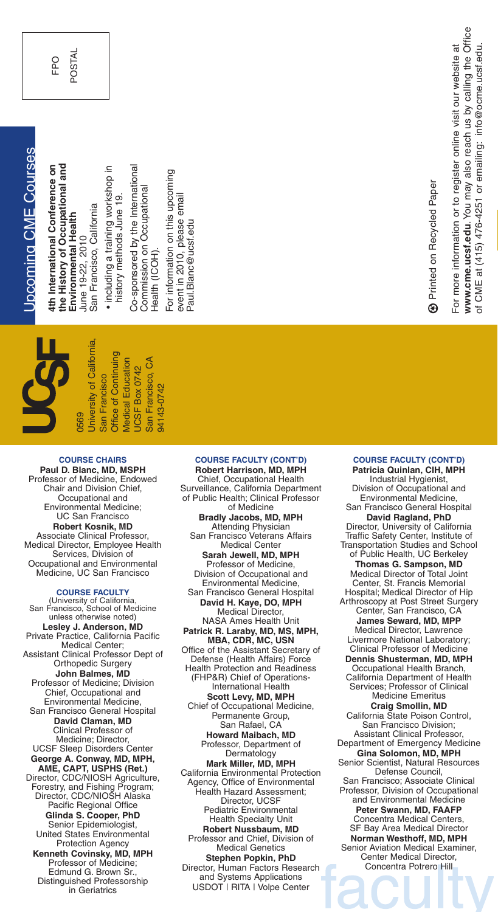## Upcoming CME Courses

**4th International Conference on the History of Occupational and Environmental Health**
June 19-22, 2010
San Francisco, California

- including a training workshop in history methods June 19.

Co-sponsored by the International Commission on Occupational Health (ICOH).

For information on this upcoming event in 2010, please email Paul.Blanc@ucsf.edu

FPO
POSTAL

UCSF

0569
University of California, San Francisco
Office of Continuing Medical Education
UCSF Box 0742
San Francisco, CA 94143-0742

Printed on Recycled Paper

For more information or to register online visit our website at **www.cme.ucsf.edu**. You may also reach us by calling the Office of CME at (415) 476-4251 or emailing: info@ocme.ucsf.edu.

### COURSE CHAIRS

**Paul D. Blanc, MD, MSPH**
Professor of Medicine, Endowed Chair and Division Chief, Occupational and Environmental Medicine; UC San Francisco

**Robert Kosnik, MD**
Associate Clinical Professor, Medical Director, Employee Health Services, Division of Occupational and Environmental Medicine, UC San Francisco

### COURSE FACULTY

(University of California, San Francisco, School of Medicine unless otherwise noted)

**Lesley J. Anderson, MD**
Private Practice, California Pacific Medical Center; Assistant Clinical Professor Dept of Orthopedic Surgery

**John Balmes, MD**
Professor of Medicine; Division Chief, Occupational and Environmental Medicine, San Francisco General Hospital

**David Claman, MD**
Clinical Professor of Medicine; Director, UCSF Sleep Disorders Center

**George A. Conway, MD, MPH, AME, CAPT, USPHS (Ret.)**
Director, CDC/NIOSH Agriculture, Forestry, and Fishing Program; Director, CDC/NIOSH Alaska Pacific Regional Office

**Glinda S. Cooper, PhD**
Senior Epidemiologist, United States Environmental Protection Agency

**Kenneth Covinsky, MD, MPH**
Professor of Medicine; Edmund G. Brown Sr., Distinguished Professorship in Geriatrics

### COURSE FACULTY (CONT'D)

**Robert Harrison, MD, MPH**
Chief, Occupational Health Surveillance, California Department of Public Health; Clinical Professor of Medicine

**Bradly Jacobs, MD, MPH**
Attending Physician San Francisco Veterans Affairs Medical Center

**Sarah Jewell, MD, MPH**
Professor of Medicine, Division of Occupational and Environmental Medicine, San Francisco General Hospital

**David H. Kaye, DO, MPH**
Medical Director, NASA Ames Health Unit

**Patrick R. Laraby, MD, MS, MPH, MBA, CDR, MC, USN**
Office of the Assistant Secretary of Defense (Health Affairs) Force Health Protection and Readiness (FHP&R) Chief of Operations-International Health

**Scott Levy, MD, MPH**
Chief of Occupational Medicine, Permanente Group, San Rafael, CA

**Howard Maibach, MD**
Professor, Department of Dermatology

**Mark Miller, MD, MPH**
California Environmental Protection Agency, Office of Environmental Health Hazard Assessment; Director, UCSF Pediatric Environmental Health Specialty Unit

**Robert Nussbaum, MD**
Professor and Chief, Division of Medical Genetics

**Stephen Popkin, PhD**
Director, Human Factors Research and Systems Applications USDOT | RITA | Volpe Center

### COURSE FACULTY (CONT'D)

**Patricia Quinlan, CIH, MPH**
Industrial Hygienist, Division of Occupational and Environmental Medicine, San Francisco General Hospital

**David Ragland, PhD**
Director, University of California Traffic Safety Center, Institute of Transportation Studies and School of Public Health, UC Berkeley

**Thomas G. Sampson, MD**
Medical Director of Total Joint Center, St. Francis Memorial Hospital; Medical Director of Hip Arthroscopy at Post Street Surgery Center, San Francisco, CA

**James Seward, MD, MPP**
Medical Director, Lawrence Livermore National Laboratory; Clinical Professor of Medicine

**Dennis Shusterman, MD, MPH**
Occupational Health Branch, California Department of Health Services; Professor of Clinical Medicine Emeritus

**Craig Smollin, MD**
California State Poison Control, San Francisco Division; Assistant Clinical Professor, Department of Emergency Medicine

**Gina Solomon, MD, MPH**
Senior Scientist, Natural Resources Defense Council, San Francisco; Associate Clinical Professor, Division of Occupational and Environmental Medicine

**Peter Swann, MD, FAAFP**
Concentra Medical Centers, SF Bay Area Medical Director

**Norman Westhoff, MD, MPH**
Senior Aviation Medical Examiner, Center Medical Director, Concentra Potrero Hill

faculty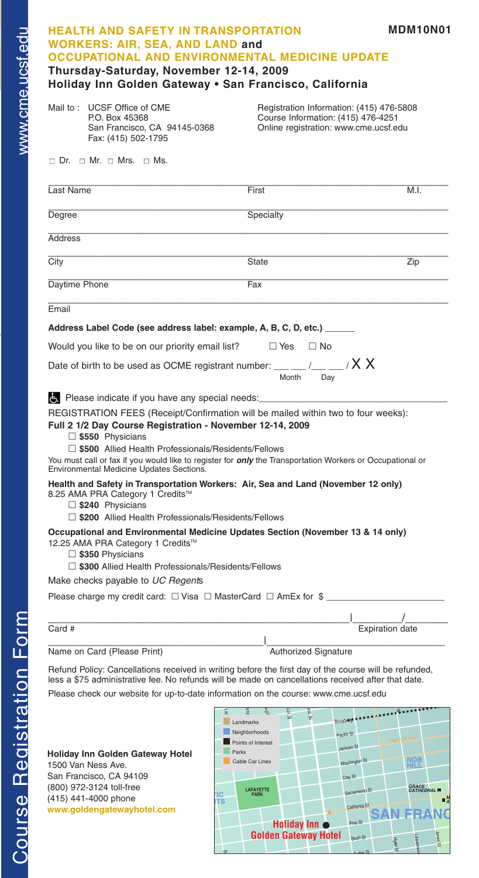## HEALTH AND SAFETY IN TRANSPORTATION WORKERS: AIR, SEA, AND LAND and OCCUPATIONAL AND ENVIRONMENTAL MEDICINE UPDATE

**MDM10N01**

**Thursday-Saturday, November 12-14, 2009**
**Holiday Inn Golden Gateway • San Francisco, California**

Mail to : UCSF Office of CME
P.O. Box 45368
San Francisco, CA 94145-0368
Fax: (415) 502-1795

Registration Information: (415) 476-5808
Course Information: (415) 476-4251
Online registration: www.cme.ucsf.edu

☐ Dr. ☐ Mr. ☐ Mrs. ☐ Ms.

Last Name ______ First ______ M.I. ______

Degree ______ Specialty ______

Address ______

City ______ State ______ Zip ______

Daytime Phone ______ Fax ______

Email ______

**Address Label Code (see address label: example, A, B, C, D, etc.)** ______

Would you like to be on our priority email list? ☐ Yes ☐ No

Date of birth to be used as OCME registrant number: ___ ___ /___ ___ / X X
Month Day

Please indicate if you have any special needs: ______

REGISTRATION FEES (Receipt/Confirmation will be mailed within two to four weeks):

**Full 2 1/2 Day Course Registration - November 12-14, 2009**

- ☐ **$550** Physicians
- ☐ **$500** Allied Health Professionals/Residents/Fellows

You must call or fax if you would like to register for ***only*** the Transportation Workers or Occupational or Environmental Medicine Updates Sections.

**Health and Safety in Transportation Workers: Air, Sea and Land (November 12 only)**
8.25 AMA PRA Category 1 Credits™

- ☐ **$240** Physicians
- ☐ **$200** Allied Health Professionals/Residents/Fellows

**Occupational and Environmental Medicine Updates Section (November 13 & 14 only)**
12.25 AMA PRA Category 1 Credits™

- ☐ **$350** Physicians
- ☐ **$300** Allied Health Professionals/Residents/Fellows

Make checks payable to *UC Regents*

Please charge my credit card: ☐ Visa ☐ MasterCard ☐ AmEx for $ ______

Card # ______ | Expiration date ____/____

Name on Card (Please Print) ______ | Authorized Signature ______

Refund Policy: Cancellations received in writing before the first day of the course will be refunded, less a $75 administrative fee. No refunds will be made on cancellations received after that date.

Please check our website for up-to-date information on the course: www.cme.ucsf.edu

**Holiday Inn Golden Gateway Hotel**
1500 Van Ness Ave.
San Francisco, CA 94109
(800) 972-3124 toll-free
(415) 441-4000 phone
**www.goldengatewayhotel.com**

Landmarks
Neighborhoods
Points of Interest
Parks
Cable Car Lines

Broadway
Pacific St
Jackson St
Washington St
Clay St
Sacramento St
California St
Pine St
Bush St
LAFAYETTE PARK
NOB HILL
GRACE CATHEDRAL
SAN FRANC
Holiday Inn Golden Gateway Hotel
Hyde St
Jones St